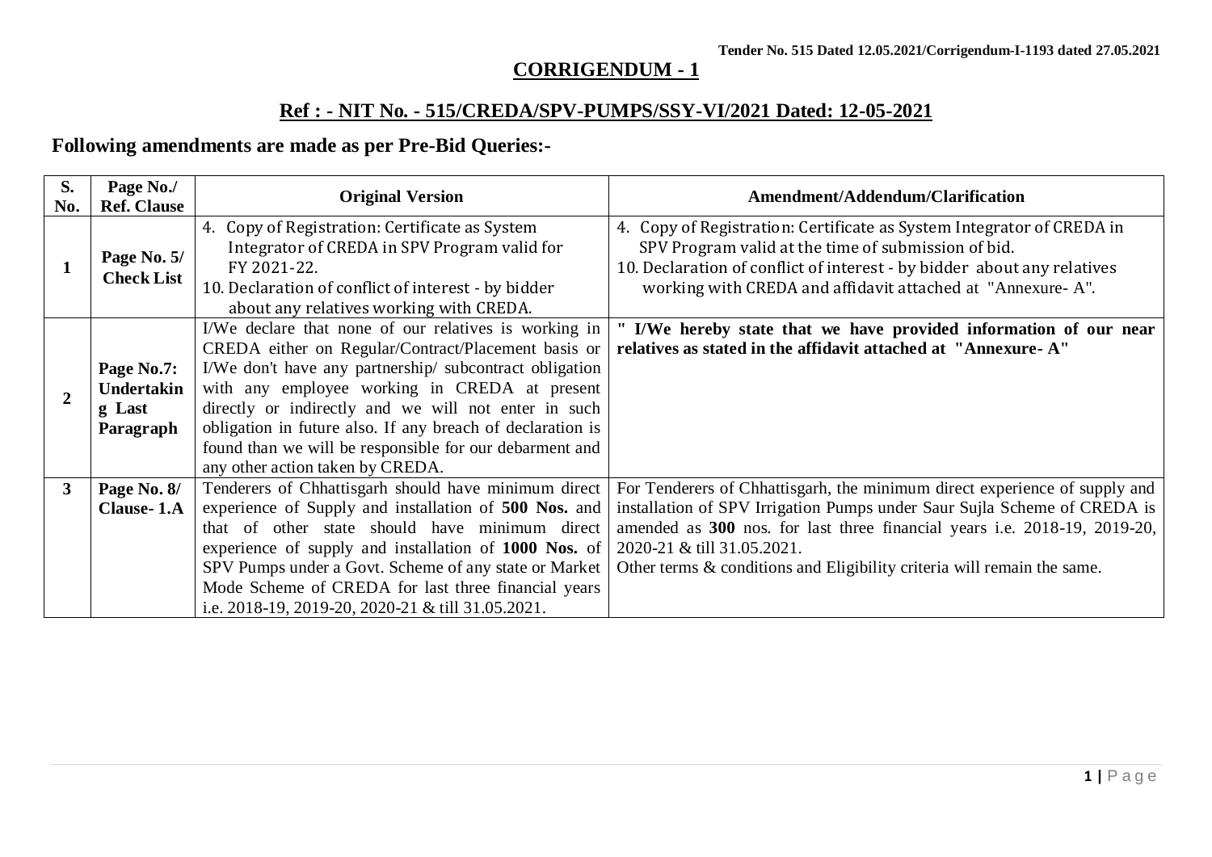**Tender No. 515 Dated 12.05.2021/Corrigendum-I-1193 dated 27.05.2021**

## CORRIGENDUM - 1

## Ref : - NIT No. - 515/CREDA/SPV-PUMPS/SSY-VI/2021 Dated: 12-05-2021

### Following amendments are made as per Pre-Bid Queries:-

| S. No. | Page No./ Ref. Clause | Original Version | Amendment/Addendum/Clarification |
|---|---|---|---|
| 1 | Page No. 5/ Check List | 4. Copy of Registration: Certificate as System Integrator of CREDA in SPV Program valid for FY 2021-22.<br>10. Declaration of conflict of interest - by bidder about any relatives working with CREDA. | 4. Copy of Registration: Certificate as System Integrator of CREDA in SPV Program valid at the time of submission of bid.<br>10. Declaration of conflict of interest - by bidder about any relatives working with CREDA and affidavit attached at "Annexure- A". |
| 2 | Page No.7: Undertaking Last Paragraph | I/We declare that none of our relatives is working in CREDA either on Regular/Contract/Placement basis or I/We don't have any partnership/ subcontract obligation with any employee working in CREDA at present directly or indirectly and we will not enter in such obligation in future also. If any breach of declaration is found than we will be responsible for our debarment and any other action taken by CREDA. | **" I/We hereby state that we have provided information of our near relatives as stated in the affidavit attached at "Annexure- A"** |
| 3 | Page No. 8/ Clause- 1.A | Tenderers of Chhattisgarh should have minimum direct experience of Supply and installation of **500 Nos.** and that of other state should have minimum direct experience of supply and installation of **1000 Nos.** of SPV Pumps under a Govt. Scheme of any state or Market Mode Scheme of CREDA for last three financial years i.e. 2018-19, 2019-20, 2020-21 & till 31.05.2021. | For Tenderers of Chhattisgarh, the minimum direct experience of supply and installation of SPV Irrigation Pumps under Saur Sujla Scheme of CREDA is amended as **300** nos. for last three financial years i.e. 2018-19, 2019-20, 2020-21 & till 31.05.2021.<br>Other terms & conditions and Eligibility criteria will remain the same. |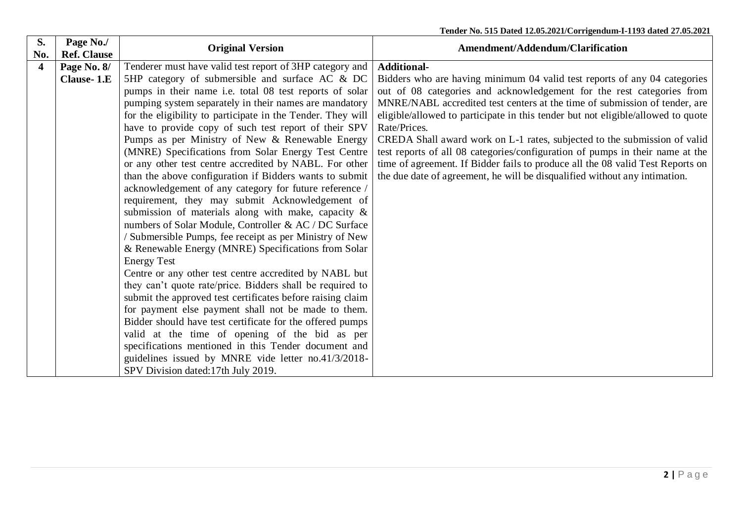Tender No. 515 Dated 12.05.2021/Corrigendum-I-1193 dated 27.05.2021

| S. No. | Page No./ Ref. Clause | Original Version | Amendment/Addendum/Clarification |
|---|---|---|---|
| 4 | Page No. 8/ Clause- 1.E | Tenderer must have valid test report of 3HP category and 5HP category of submersible and surface AC & DC pumps in their name i.e. total 08 test reports of solar pumping system separately in their names are mandatory for the eligibility to participate in the Tender. They will have to provide copy of such test report of their SPV Pumps as per Ministry of New & Renewable Energy (MNRE) Specifications from Solar Energy Test Centre or any other test centre accredited by NABL. For other than the above configuration if Bidders wants to submit acknowledgement of any category for future reference / requirement, they may submit Acknowledgement of submission of materials along with make, capacity & numbers of Solar Module, Controller & AC / DC Surface / Submersible Pumps, fee receipt as per Ministry of New & Renewable Energy (MNRE) Specifications from Solar Energy Test Centre or any other test centre accredited by NABL but they can't quote rate/price. Bidders shall be required to submit the approved test certificates before raising claim for payment else payment shall not be made to them. Bidder should have test certificate for the offered pumps valid at the time of opening of the bid as per specifications mentioned in this Tender document and guidelines issued by MNRE vide letter no.41/3/2018-SPV Division dated:17th July 2019. | **Additional-** Bidders who are having minimum 04 valid test reports of any 04 categories out of 08 categories and acknowledgement for the rest categories from MNRE/NABL accredited test centers at the time of submission of tender, are eligible/allowed to participate in this tender but not eligible/allowed to quote Rate/Prices. CREDA Shall award work on L-1 rates, subjected to the submission of valid test reports of all 08 categories/configuration of pumps in their name at the time of agreement. If Bidder fails to produce all the 08 valid Test Reports on the due date of agreement, he will be disqualified without any intimation. |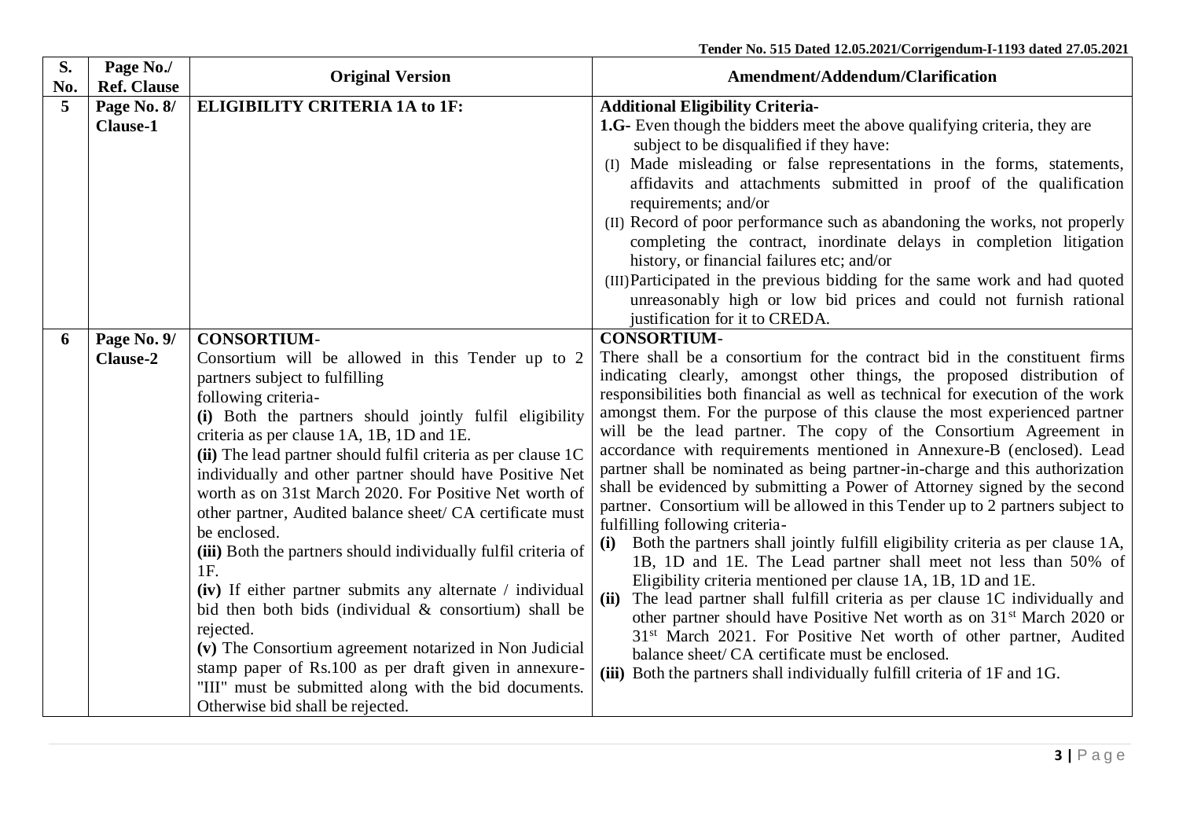Tender No. 515 Dated 12.05.2021/Corrigendum-I-1193 dated 27.05.2021

| S. No. | Page No./ Ref. Clause | Original Version | Amendment/Addendum/Clarification |
|---|---|---|---|
| 5 | Page No. 8/ Clause-1 | **ELIGIBILITY CRITERIA 1A to 1F:** | **Additional Eligibility Criteria-**<br>**1.G-** Even though the bidders meet the above qualifying criteria, they are subject to be disqualified if they have:<br>(I) Made misleading or false representations in the forms, statements, affidavits and attachments submitted in proof of the qualification requirements; and/or<br>(II) Record of poor performance such as abandoning the works, not properly completing the contract, inordinate delays in completion litigation history, or financial failures etc; and/or<br>(III) Participated in the previous bidding for the same work and had quoted unreasonably high or low bid prices and could not furnish rational justification for it to CREDA. |
| 6 | Page No. 9/ Clause-2 | **CONSORTIUM-**<br>Consortium will be allowed in this Tender up to 2 partners subject to fulfilling following criteria-<br>**(i)** Both the partners should jointly fulfil eligibility criteria as per clause 1A, 1B, 1D and 1E.<br>**(ii)** The lead partner should fulfil criteria as per clause 1C individually and other partner should have Positive Net worth as on 31st March 2020. For Positive Net worth of other partner, Audited balance sheet/ CA certificate must be enclosed.<br>**(iii)** Both the partners should individually fulfil criteria of 1F.<br>**(iv)** If either partner submits any alternate / individual bid then both bids (individual & consortium) shall be rejected.<br>**(v)** The Consortium agreement notarized in Non Judicial stamp paper of Rs.100 as per draft given in annexure-"III" must be submitted along with the bid documents. Otherwise bid shall be rejected. | **CONSORTIUM-**<br>There shall be a consortium for the contract bid in the constituent firms indicating clearly, amongst other things, the proposed distribution of responsibilities both financial as well as technical for execution of the work amongst them. For the purpose of this clause the most experienced partner will be the lead partner. The copy of the Consortium Agreement in accordance with requirements mentioned in Annexure-B (enclosed). Lead partner shall be nominated as being partner-in-charge and this authorization shall be evidenced by submitting a Power of Attorney signed by the second partner. Consortium will be allowed in this Tender up to 2 partners subject to fulfilling following criteria-<br>**(i)** Both the partners shall jointly fulfill eligibility criteria as per clause 1A, 1B, 1D and 1E. The Lead partner shall meet not less than 50% of Eligibility criteria mentioned per clause 1A, 1B, 1D and 1E.<br>**(ii)** The lead partner shall fulfill criteria as per clause 1C individually and other partner should have Positive Net worth as on 31st March 2020 or 31st March 2021. For Positive Net worth of other partner, Audited balance sheet/ CA certificate must be enclosed.<br>**(iii)** Both the partners shall individually fulfill criteria of 1F and 1G. |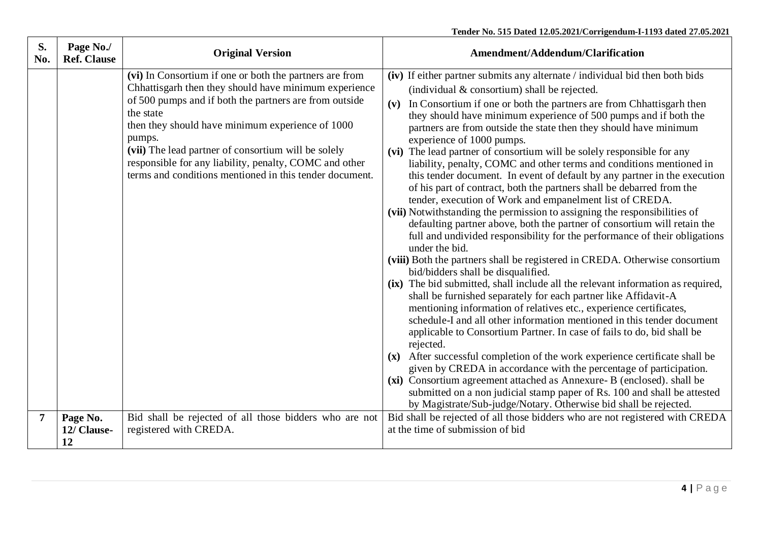Tender No. 515 Dated 12.05.2021/Corrigendum-I-1193 dated 27.05.2021

| S. No. | Page No./ Ref. Clause | Original Version | Amendment/Addendum/Clarification |
|---|---|---|---|
| | | **(vi)** In Consortium if one or both the partners are from Chhattisgarh then they should have minimum experience of 500 pumps and if both the partners are from outside the state then they should have minimum experience of 1000 pumps.<br>**(vii)** The lead partner of consortium will be solely responsible for any liability, penalty, COMC and other terms and conditions mentioned in this tender document. | **(iv)** If either partner submits any alternate / individual bid then both bids (individual & consortium) shall be rejected.<br>**(v)** In Consortium if one or both the partners are from Chhattisgarh then they should have minimum experience of 500 pumps and if both the partners are from outside the state then they should have minimum experience of 1000 pumps.<br>**(vi)** The lead partner of consortium will be solely responsible for any liability, penalty, COMC and other terms and conditions mentioned in this tender document. In event of default by any partner in the execution of his part of contract, both the partners shall be debarred from the tender, execution of Work and empanelment list of CREDA.<br>**(vii)** Notwithstanding the permission to assigning the responsibilities of defaulting partner above, both the partner of consortium will retain the full and undivided responsibility for the performance of their obligations under the bid.<br>**(viii)** Both the partners shall be registered in CREDA. Otherwise consortium bid/bidders shall be disqualified.<br>**(ix)** The bid submitted, shall include all the relevant information as required, shall be furnished separately for each partner like Affidavit-A mentioning information of relatives etc., experience certificates, schedule-I and all other information mentioned in this tender document applicable to Consortium Partner. In case of fails to do, bid shall be rejected.<br>**(x)** After successful completion of the work experience certificate shall be given by CREDA in accordance with the percentage of participation.<br>**(xi)** Consortium agreement attached as Annexure- B (enclosed). shall be submitted on a non judicial stamp paper of Rs. 100 and shall be attested by Magistrate/Sub-judge/Notary. Otherwise bid shall be rejected. |
| **7** | **Page No. 12/ Clause-12** | Bid shall be rejected of all those bidders who are not registered with CREDA. | Bid shall be rejected of all those bidders who are not registered with CREDA at the time of submission of bid |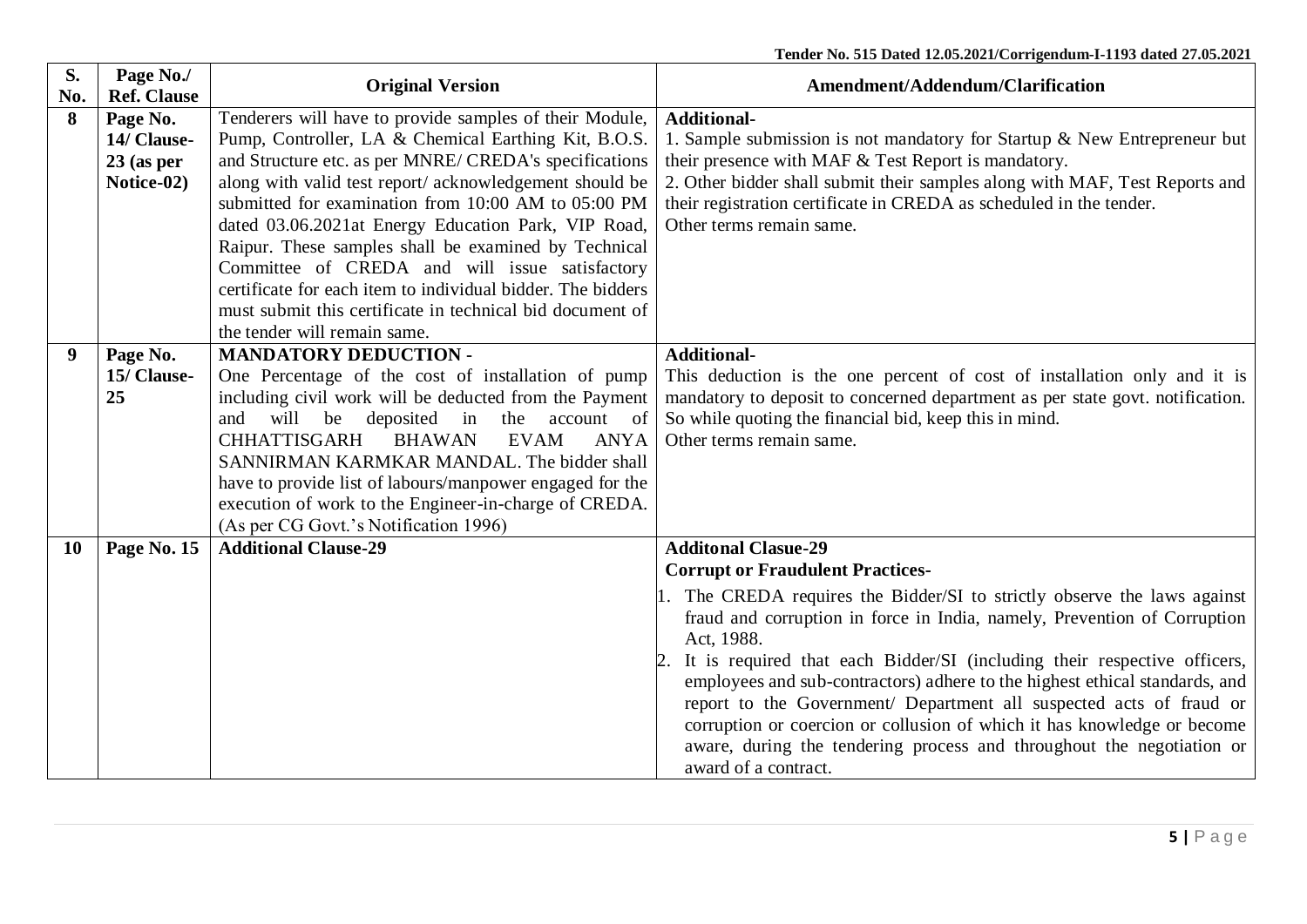| S. No. | Page No./ Ref. Clause | Original Version | Amendment/Addendum/Clarification |
|---|---|---|---|
| 8 | Page No. 14/ Clause-23 (as per Notice-02) | Tenderers will have to provide samples of their Module, Pump, Controller, LA & Chemical Earthing Kit, B.O.S. and Structure etc. as per MNRE/ CREDA's specifications along with valid test report/ acknowledgement should be submitted for examination from 10:00 AM to 05:00 PM dated 03.06.2021at Energy Education Park, VIP Road, Raipur. These samples shall be examined by Technical Committee of CREDA and will issue satisfactory certificate for each item to individual bidder. The bidders must submit this certificate in technical bid document of the tender will remain same. | **Additional-**<br>1. Sample submission is not mandatory for Startup & New Entrepreneur but their presence with MAF & Test Report is mandatory.<br>2. Other bidder shall submit their samples along with MAF, Test Reports and their registration certificate in CREDA as scheduled in the tender.<br>Other terms remain same. |
| 9 | Page No. 15/ Clause-25 | **MANDATORY DEDUCTION -**<br>One Percentage of the cost of installation of pump including civil work will be deducted from the Payment and will be deposited in the account of CHHATTISGARH BHAWAN EVAM ANYA SANNIRMAN KARMKAR MANDAL. The bidder shall have to provide list of labours/manpower engaged for the execution of work to the Engineer-in-charge of CREDA. (As per CG Govt.'s Notification 1996) | **Additional-**<br>This deduction is the one percent of cost of installation only and it is mandatory to deposit to concerned department as per state govt. notification. So while quoting the financial bid, keep this in mind.<br>Other terms remain same. |
| 10 | Page No. 15 | **Additional Clause-29** | **Additonal Clasue-29**<br>**Corrupt or Fraudulent Practices-**<br>1. The CREDA requires the Bidder/SI to strictly observe the laws against fraud and corruption in force in India, namely, Prevention of Corruption Act, 1988.<br>2. It is required that each Bidder/SI (including their respective officers, employees and sub-contractors) adhere to the highest ethical standards, and report to the Government/ Department all suspected acts of fraud or corruption or coercion or collusion of which it has knowledge or become aware, during the tendering process and throughout the negotiation or award of a contract. |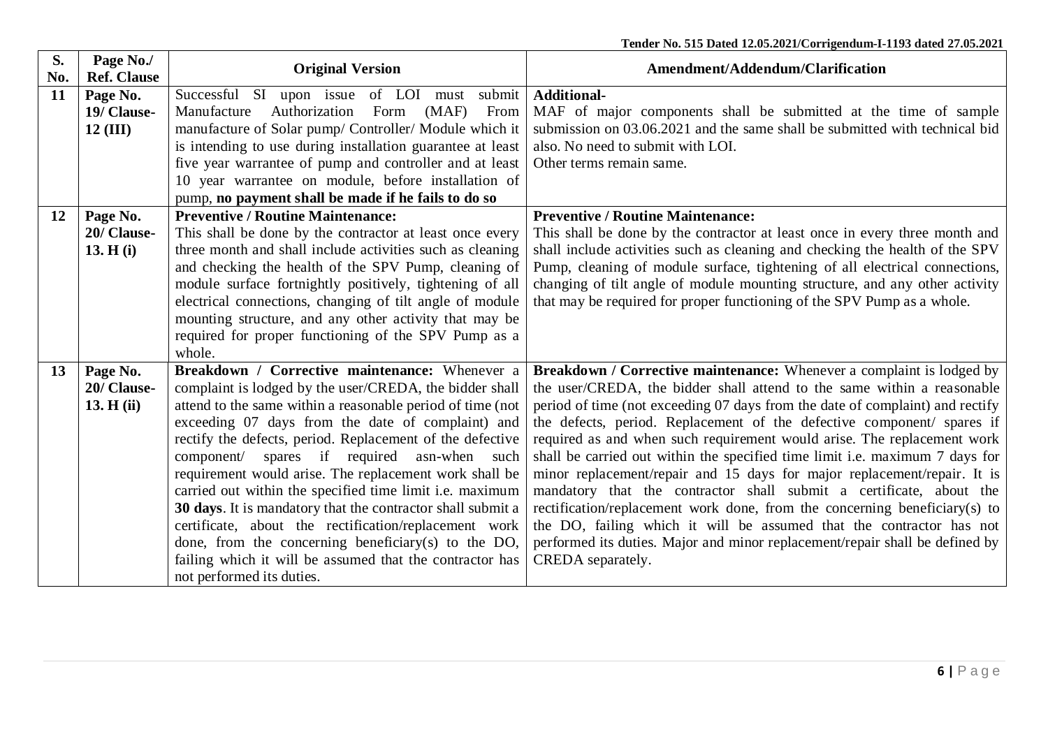Tender No. 515 Dated 12.05.2021/Corrigendum-I-1193 dated 27.05.2021

| S. No. | Page No./ Ref. Clause | Original Version | Amendment/Addendum/Clarification |
|---|---|---|---|
| 11 | Page No. 19/ Clause-12 (III) | Successful SI upon issue of LOI must submit Manufacture Authorization Form (MAF) From manufacture of Solar pump/ Controller/ Module which it is intending to use during installation guarantee at least five year warrantee of pump and controller and at least 10 year warrantee on module, before installation of pump, **no payment shall be made if he fails to do so** | **Additional-** MAF of major components shall be submitted at the time of sample submission on 03.06.2021 and the same shall be submitted with technical bid also. No need to submit with LOI. Other terms remain same. |
| 12 | Page No. 20/ Clause-13. H (i) | **Preventive / Routine Maintenance:** This shall be done by the contractor at least once every three month and shall include activities such as cleaning and checking the health of the SPV Pump, cleaning of module surface fortnightly positively, tightening of all electrical connections, changing of tilt angle of module mounting structure, and any other activity that may be required for proper functioning of the SPV Pump as a whole. | **Preventive / Routine Maintenance:** This shall be done by the contractor at least once in every three month and shall include activities such as cleaning and checking the health of the SPV Pump, cleaning of module surface, tightening of all electrical connections, changing of tilt angle of module mounting structure, and any other activity that may be required for proper functioning of the SPV Pump as a whole. |
| 13 | Page No. 20/ Clause-13. H (ii) | **Breakdown / Corrective maintenance:** Whenever a complaint is lodged by the user/CREDA, the bidder shall attend to the same within a reasonable period of time (not exceeding 07 days from the date of complaint) and rectify the defects, period. Replacement of the defective component/ spares if required asn-when such requirement would arise. The replacement work shall be carried out within the specified time limit i.e. maximum **30 days**. It is mandatory that the contractor shall submit a certificate, about the rectification/replacement work done, from the concerning beneficiary(s) to the DO, failing which it will be assumed that the contractor has not performed its duties. | **Breakdown / Corrective maintenance:** Whenever a complaint is lodged by the user/CREDA, the bidder shall attend to the same within a reasonable period of time (not exceeding 07 days from the date of complaint) and rectify the defects, period. Replacement of the defective component/ spares if required as and when such requirement would arise. The replacement work shall be carried out within the specified time limit i.e. maximum 7 days for minor replacement/repair and 15 days for major replacement/repair. It is mandatory that the contractor shall submit a certificate, about the rectification/replacement work done, from the concerning beneficiary(s) to the DO, failing which it will be assumed that the contractor has not performed its duties. Major and minor replacement/repair shall be defined by CREDA separately. |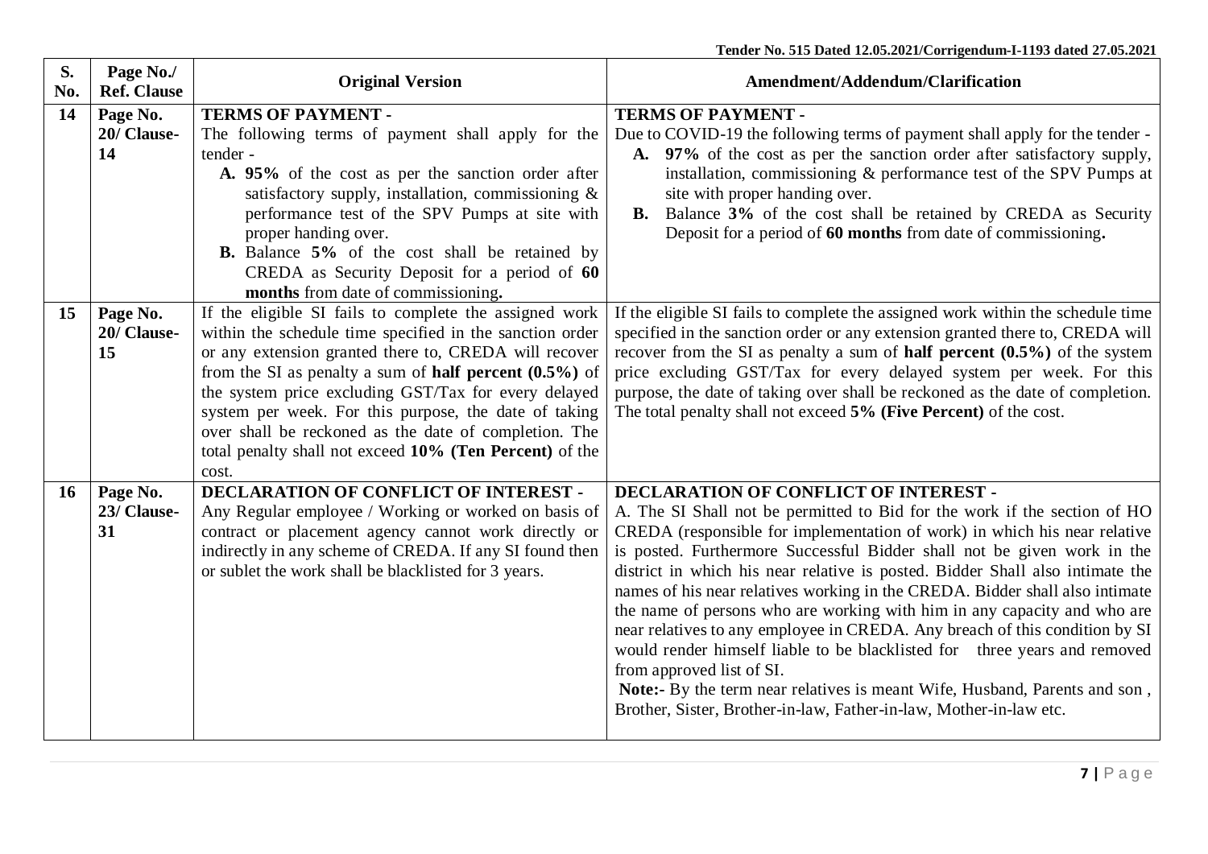Tender No. 515 Dated 12.05.2021/Corrigendum-I-1193 dated 27.05.2021

| S. No. | Page No./ Ref. Clause | Original Version | Amendment/Addendum/Clarification |
|---|---|---|---|
| 14 | Page No. 20/ Clause-14 | **TERMS OF PAYMENT -** The following terms of payment shall apply for the tender - **A. 95%** of the cost as per the sanction order after satisfactory supply, installation, commissioning & performance test of the SPV Pumps at site with proper handing over. **B.** Balance **5%** of the cost shall be retained by CREDA as Security Deposit for a period of **60 months** from date of commissioning**.** | **TERMS OF PAYMENT -** Due to COVID-19 the following terms of payment shall apply for the tender - **A. 97%** of the cost as per the sanction order after satisfactory supply, installation, commissioning & performance test of the SPV Pumps at site with proper handing over. **B.** Balance **3%** of the cost shall be retained by CREDA as Security Deposit for a period of **60 months** from date of commissioning**.** |
| 15 | Page No. 20/ Clause-15 | If the eligible SI fails to complete the assigned work within the schedule time specified in the sanction order or any extension granted there to, CREDA will recover from the SI as penalty a sum of **half percent (0.5%)** of the system price excluding GST/Tax for every delayed system per week. For this purpose, the date of taking over shall be reckoned as the date of completion. The total penalty shall not exceed **10% (Ten Percent)** of the cost. | If the eligible SI fails to complete the assigned work within the schedule time specified in the sanction order or any extension granted there to, CREDA will recover from the SI as penalty a sum of **half percent (0.5%)** of the system price excluding GST/Tax for every delayed system per week. For this purpose, the date of taking over shall be reckoned as the date of completion. The total penalty shall not exceed **5% (Five Percent)** of the cost. |
| 16 | Page No. 23/ Clause-31 | **DECLARATION OF CONFLICT OF INTEREST -** Any Regular employee / Working or worked on basis of contract or placement agency cannot work directly or indirectly in any scheme of CREDA. If any SI found then or sublet the work shall be blacklisted for 3 years. | **DECLARATION OF CONFLICT OF INTEREST -** A. The SI Shall not be permitted to Bid for the work if the section of HO CREDA (responsible for implementation of work) in which his near relative is posted. Furthermore Successful Bidder shall not be given work in the district in which his near relative is posted. Bidder Shall also intimate the names of his near relatives working in the CREDA. Bidder shall also intimate the name of persons who are working with him in any capacity and who are near relatives to any employee in CREDA. Any breach of this condition by SI would render himself liable to be blacklisted for three years and removed from approved list of SI. **Note:-** By the term near relatives is meant Wife, Husband, Parents and son , Brother, Sister, Brother-in-law, Father-in-law, Mother-in-law etc. |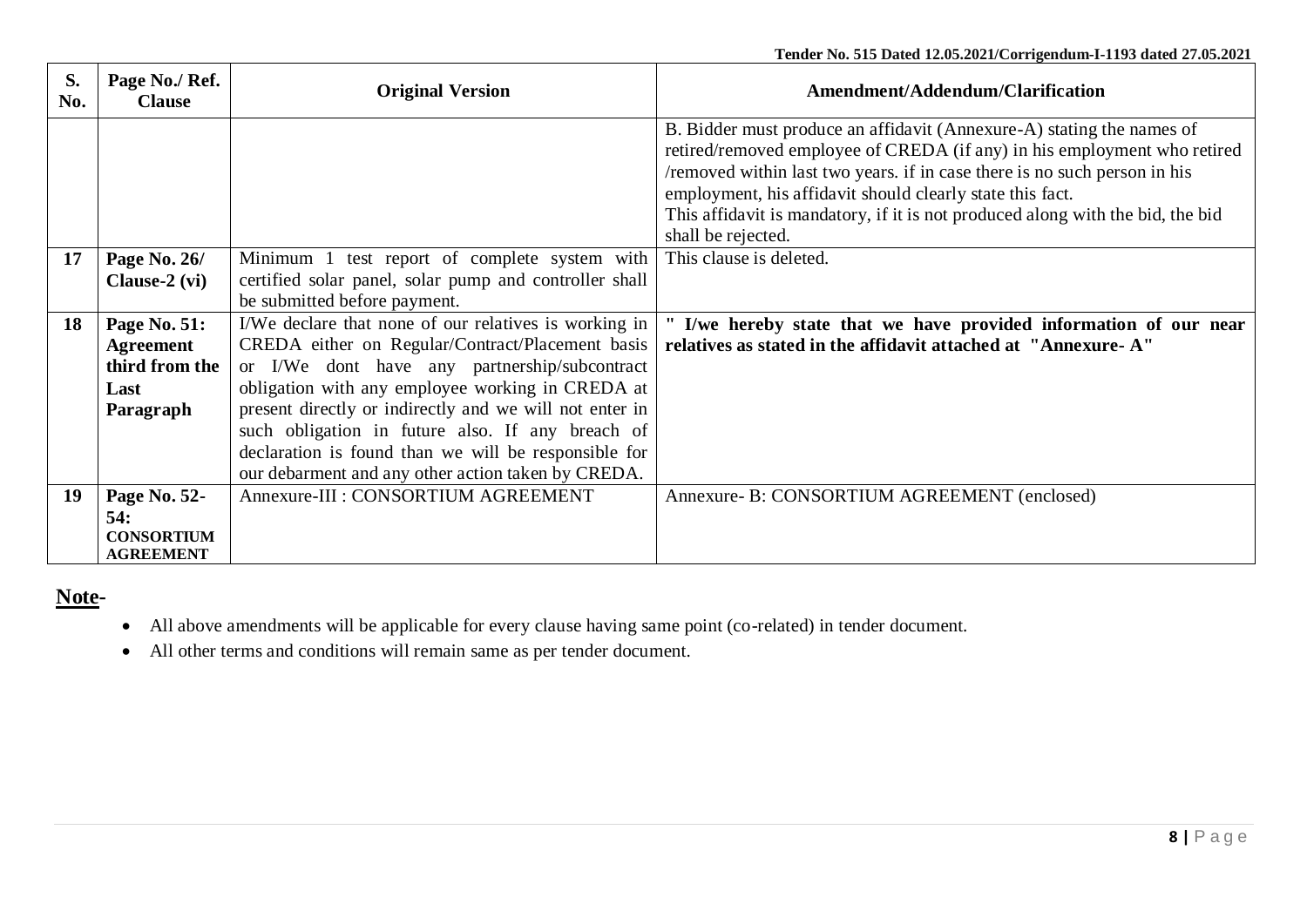| S. No. | Page No./ Ref. Clause | Original Version | Amendment/Addendum/Clarification |
|---|---|---|---|
| | | | B. Bidder must produce an affidavit (Annexure-A) stating the names of retired/removed employee of CREDA (if any) in his employment who retired /removed within last two years. if in case there is no such person in his employment, his affidavit should clearly state this fact.<br>This affidavit is mandatory, if it is not produced along with the bid, the bid shall be rejected. |
| 17 | **Page No. 26/ Clause-2 (vi)** | Minimum 1 test report of complete system with certified solar panel, solar pump and controller shall be submitted before payment. | This clause is deleted. |
| 18 | **Page No. 51: Agreement third from the Last Paragraph** | I/We declare that none of our relatives is working in CREDA either on Regular/Contract/Placement basis or I/We dont have any partnership/subcontract obligation with any employee working in CREDA at present directly or indirectly and we will not enter in such obligation in future also. If any breach of declaration is found than we will be responsible for our debarment and any other action taken by CREDA. | **" I/we hereby state that we have provided information of our near relatives as stated in the affidavit attached at "Annexure- A"** |
| 19 | **Page No. 52-54: CONSORTIUM AGREEMENT** | Annexure-III : CONSORTIUM AGREEMENT | Annexure- B: CONSORTIUM AGREEMENT (enclosed) |

**Note-**

- All above amendments will be applicable for every clause having same point (co-related) in tender document.
- All other terms and conditions will remain same as per tender document.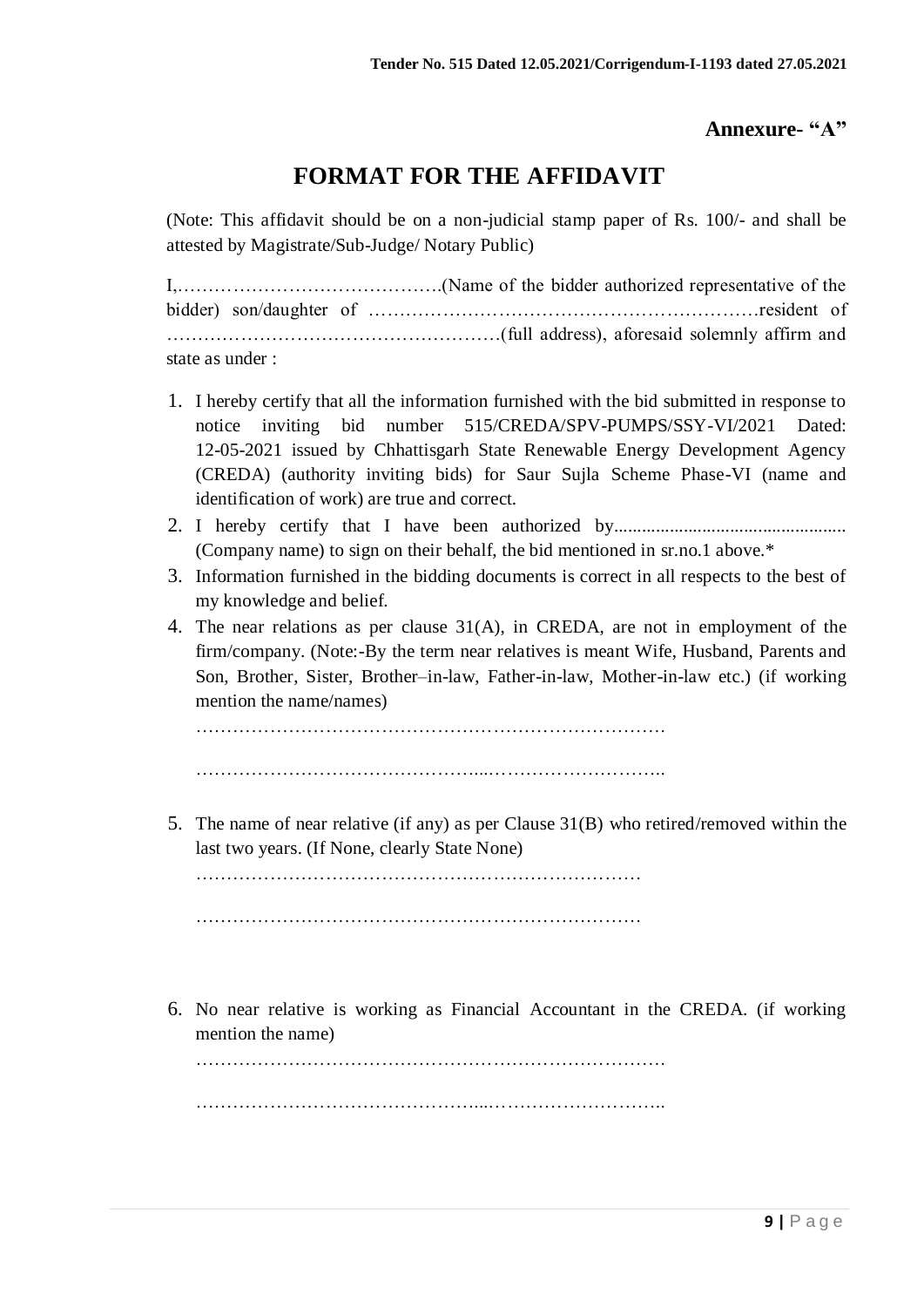Annexure- "A"

# FORMAT FOR THE AFFIDAVIT

(Note: This affidavit should be on a non-judicial stamp paper of Rs. 100/- and shall be attested by Magistrate/Sub-Judge/ Notary Public)

I,…………………………………….(Name of the bidder authorized representative of the bidder) son/daughter of ……………………………………………………resident of ………………………………………………(full address), aforesaid solemnly affirm and state as under :

1. I hereby certify that all the information furnished with the bid submitted in response to notice inviting bid number 515/CREDA/SPV-PUMPS/SSY-VI/2021 Dated: 12-05-2021 issued by Chhattisgarh State Renewable Energy Development Agency (CREDA) (authority inviting bids) for Saur Sujla Scheme Phase-VI (name and identification of work) are true and correct.
2. I hereby certify that I have been authorized by................................................. (Company name) to sign on their behalf, the bid mentioned in sr.no.1 above.*
3. Information furnished in the bidding documents is correct in all respects to the best of my knowledge and belief.
4. The near relations as per clause 31(A), in CREDA, are not in employment of the firm/company. (Note:-By the term near relatives is meant Wife, Husband, Parents and Son, Brother, Sister, Brother–in-law, Father-in-law, Mother-in-law etc.) (if working mention the name/names)

   ………………………………………………………………….

   ……………………………………...………………………..

5. The name of near relative (if any) as per Clause 31(B) who retired/removed within the last two years. (If None, clearly State None)

   ………………………………………………………………

   ………………………………………………………………

6. No near relative is working as Financial Accountant in the CREDA. (if working mention the name)

   ………………………………………………………………….

   ……………………………………...………………………..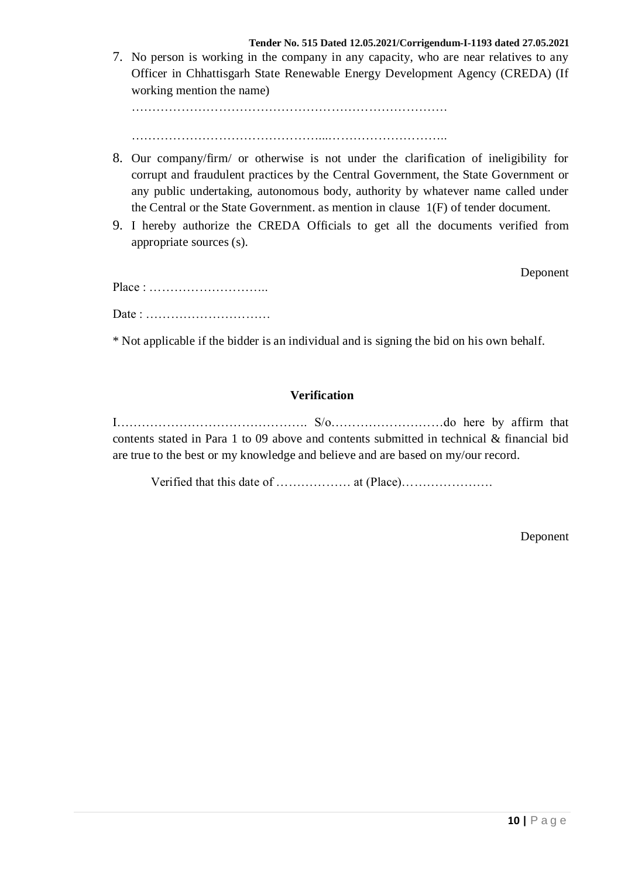7. No person is working in the company in any capacity, who are near relatives to any Officer in Chhattisgarh State Renewable Energy Development Agency (CREDA) (If working mention the name)

   ……………………………………………………………………

   ………………………………………....………………………..

8. Our company/firm/ or otherwise is not under the clarification of ineligibility for corrupt and fraudulent practices by the Central Government, the State Government or any public undertaking, autonomous body, authority by whatever name called under the Central or the State Government. as mention in clause 1(F) of tender document.
9. I hereby authorize the CREDA Officials to get all the documents verified from appropriate sources (s).

Deponent

Place : ………………………..

Date : …………………………

* Not applicable if the bidder is an individual and is signing the bid on his own behalf.

**Verification**

I………………………………………. S/o………………………do here by affirm that contents stated in Para 1 to 09 above and contents submitted in technical & financial bid are true to the best or my knowledge and believe and are based on my/our record.

Verified that this date of ……………… at (Place)…………………

Deponent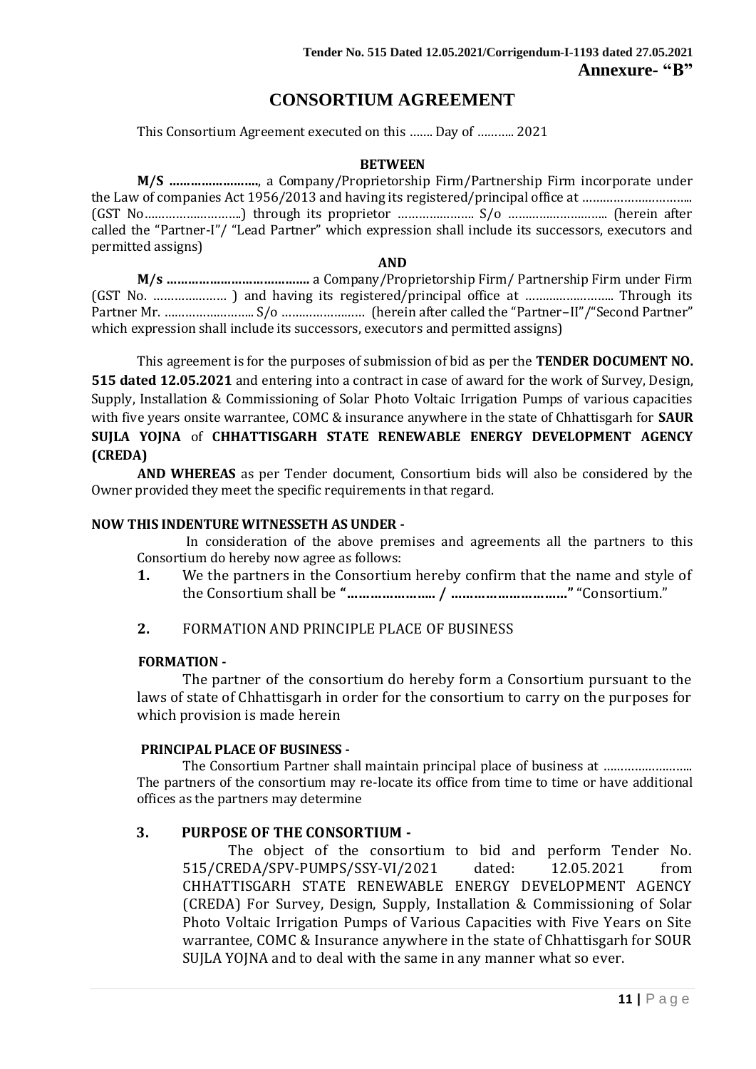**Tender No. 515 Dated 12.05.2021/Corrigendum-I-1193 dated 27.05.2021**

**Annexure- "B"**

# CONSORTIUM AGREEMENT

This Consortium Agreement executed on this ……. Day of ……….. 2021

**BETWEEN**

**M/S …………………….**, a Company/Proprietorship Firm/Partnership Firm incorporate under the Law of companies Act 1956/2013 and having its registered/principal office at …………………………. (GST No………………………..) through its proprietor …………………. S/o ……………………….. (herein after called the "Partner-I"/ "Lead Partner" which expression shall include its successors, executors and permitted assigns)

**AND**

**M/s …………………………………** a Company/Proprietorship Firm/ Partnership Firm under Firm (GST No. ………………… ) and having its registered/principal office at …………………….. Through its Partner Mr. …………………….. S/o …………………… (herein after called the "Partner–II"/"Second Partner" which expression shall include its successors, executors and permitted assigns)

This agreement is for the purposes of submission of bid as per the **TENDER DOCUMENT NO. 515 dated 12.05.2021** and entering into a contract in case of award for the work of Survey, Design, Supply, Installation & Commissioning of Solar Photo Voltaic Irrigation Pumps of various capacities with five years onsite warrantee, COMC & insurance anywhere in the state of Chhattisgarh for **SAUR SUJLA YOJNA** of **CHHATTISGARH STATE RENEWABLE ENERGY DEVELOPMENT AGENCY (CREDA)**

**AND WHEREAS** as per Tender document, Consortium bids will also be considered by the Owner provided they meet the specific requirements in that regard.

**NOW THIS INDENTURE WITNESSETH AS UNDER -**

In consideration of the above premises and agreements all the partners to this Consortium do hereby now agree as follows:

**1.** We the partners in the Consortium hereby confirm that the name and style of the Consortium shall be **"………………….. / …………………………."** "Consortium."

**2.** FORMATION AND PRINCIPLE PLACE OF BUSINESS

**FORMATION -**

The partner of the consortium do hereby form a Consortium pursuant to the laws of state of Chhattisgarh in order for the consortium to carry on the purposes for which provision is made herein

**PRINCIPAL PLACE OF BUSINESS -**

The Consortium Partner shall maintain principal place of business at …………………….. The partners of the consortium may re-locate its office from time to time or have additional offices as the partners may determine

**3. PURPOSE OF THE CONSORTIUM -**

The object of the consortium to bid and perform Tender No. 515/CREDA/SPV-PUMPS/SSY-VI/2021 dated: 12.05.2021 from CHHATTISGARH STATE RENEWABLE ENERGY DEVELOPMENT AGENCY (CREDA) For Survey, Design, Supply, Installation & Commissioning of Solar Photo Voltaic Irrigation Pumps of Various Capacities with Five Years on Site warrantee, COMC & Insurance anywhere in the state of Chhattisgarh for SOUR SUJLA YOJNA and to deal with the same in any manner what so ever.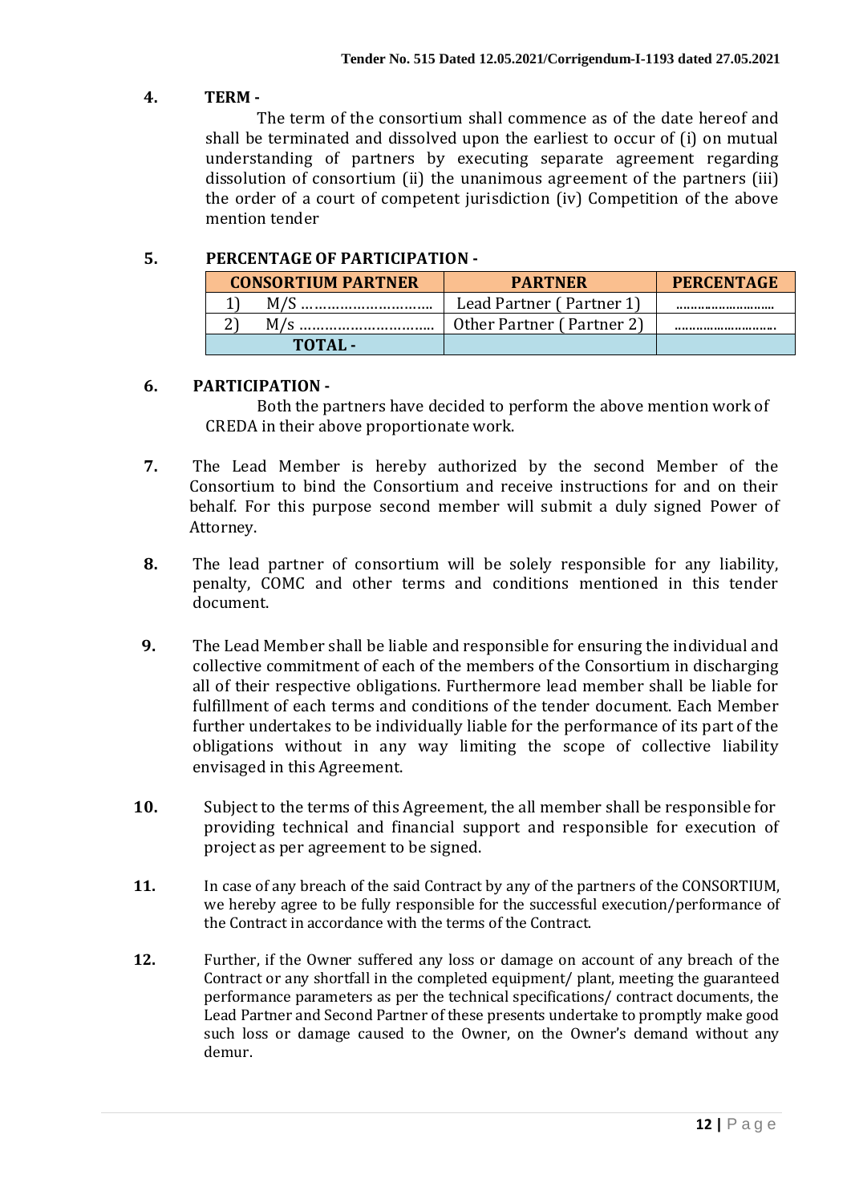**4. TERM -**

The term of the consortium shall commence as of the date hereof and shall be terminated and dissolved upon the earliest to occur of (i) on mutual understanding of partners by executing separate agreement regarding dissolution of consortium (ii) the unanimous agreement of the partners (iii) the order of a court of competent jurisdiction (iv) Competition of the above mention tender

**5. PERCENTAGE OF PARTICIPATION -**

| CONSORTIUM PARTNER | PARTNER | PERCENTAGE |
|---|---|---|
| 1) M/S ………………………. | Lead Partner ( Partner 1) | ……………………. |
| 2) M/s ………………………… | Other Partner ( Partner 2) | ……………………… |
| **TOTAL -** | | |

**6. PARTICIPATION -**

Both the partners have decided to perform the above mention work of CREDA in their above proportionate work.

**7.** The Lead Member is hereby authorized by the second Member of the Consortium to bind the Consortium and receive instructions for and on their behalf. For this purpose second member will submit a duly signed Power of Attorney.

**8.** The lead partner of consortium will be solely responsible for any liability, penalty, COMC and other terms and conditions mentioned in this tender document.

**9.** The Lead Member shall be liable and responsible for ensuring the individual and collective commitment of each of the members of the Consortium in discharging all of their respective obligations. Furthermore lead member shall be liable for fulfillment of each terms and conditions of the tender document. Each Member further undertakes to be individually liable for the performance of its part of the obligations without in any way limiting the scope of collective liability envisaged in this Agreement.

**10.** Subject to the terms of this Agreement, the all member shall be responsible for providing technical and financial support and responsible for execution of project as per agreement to be signed.

**11.** In case of any breach of the said Contract by any of the partners of the CONSORTIUM, we hereby agree to be fully responsible for the successful execution/performance of the Contract in accordance with the terms of the Contract.

**12.** Further, if the Owner suffered any loss or damage on account of any breach of the Contract or any shortfall in the completed equipment/ plant, meeting the guaranteed performance parameters as per the technical specifications/ contract documents, the Lead Partner and Second Partner of these presents undertake to promptly make good such loss or damage caused to the Owner, on the Owner's demand without any demur.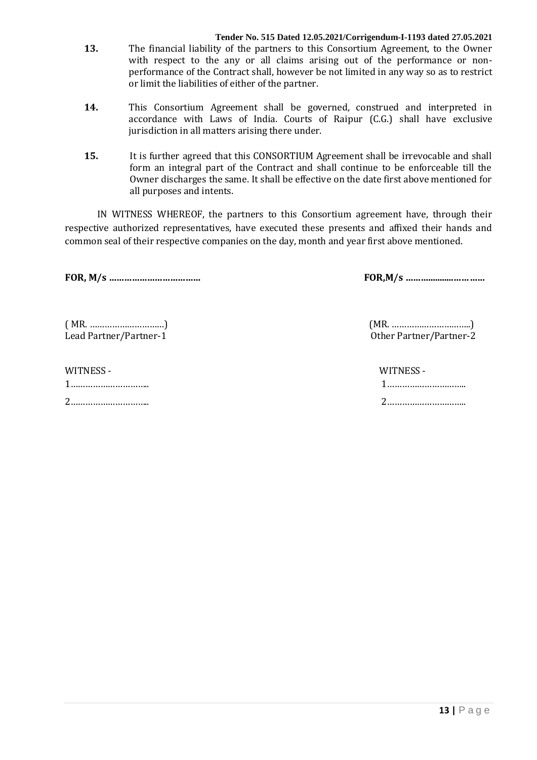**13.** The financial liability of the partners to this Consortium Agreement, to the Owner with respect to the any or all claims arising out of the performance or non-performance of the Contract shall, however be not limited in any way so as to restrict or limit the liabilities of either of the partner.

**14.** This Consortium Agreement shall be governed, construed and interpreted in accordance with Laws of India. Courts of Raipur (C.G.) shall have exclusive jurisdiction in all matters arising there under.

**15.** It is further agreed that this CONSORTIUM Agreement shall be irrevocable and shall form an integral part of the Contract and shall continue to be enforceable till the Owner discharges the same. It shall be effective on the date first above mentioned for all purposes and intents.

IN WITNESS WHEREOF, the partners to this Consortium agreement have, through their respective authorized representatives, have executed these presents and affixed their hands and common seal of their respective companies on the day, month and year first above mentioned.

**FOR, M/s ………………………………**

( MR. …………………………)
Lead Partner/Partner-1

WITNESS -
1…………………………..
2…………………………..

**FOR,M/s ……………………………**

(MR. …………………………..)
Other Partner/Partner-2

WITNESS -
1…………………………..
2…………………………..